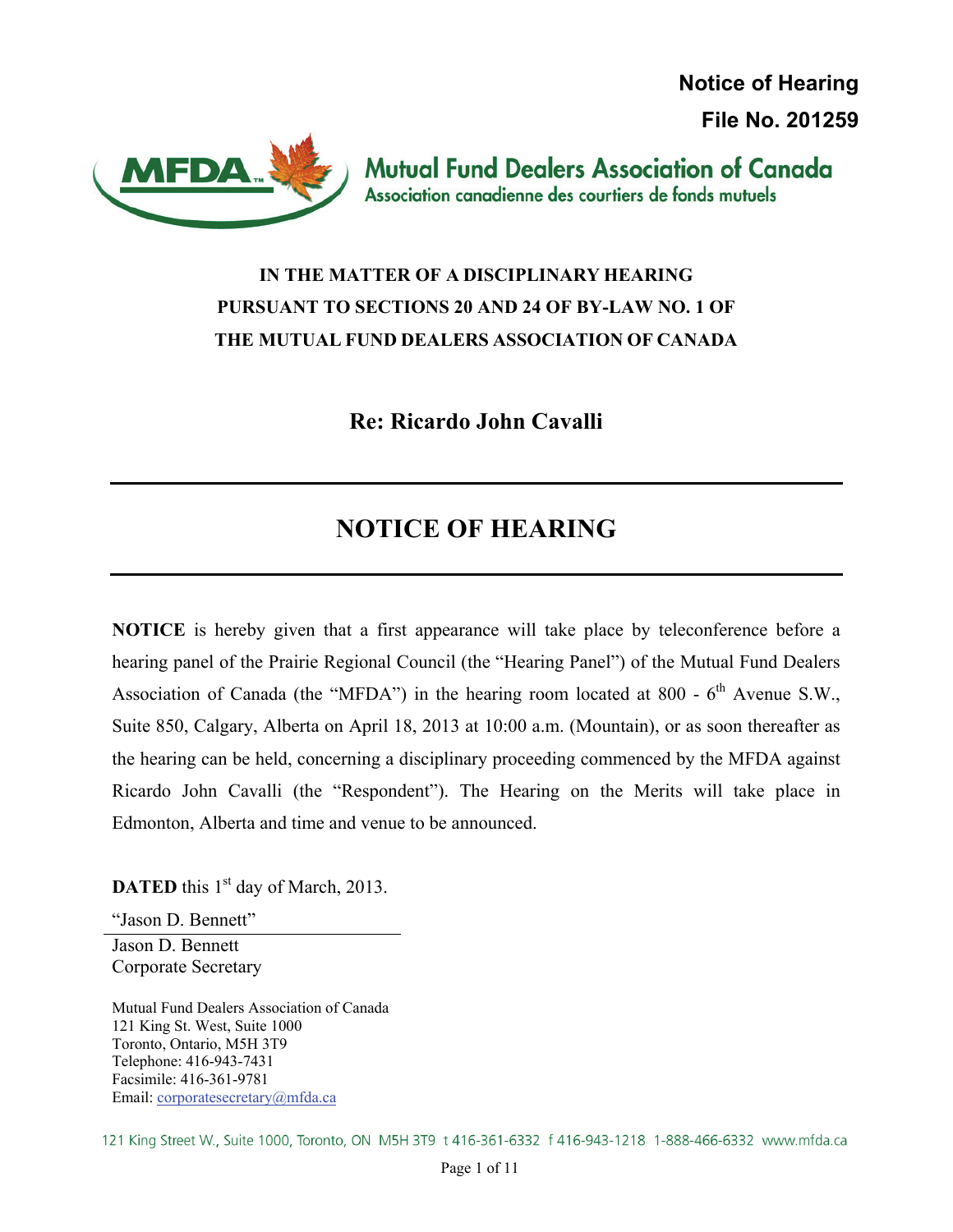**Notice of Hearing**

**File No. 201259**

**Mutual Fund Dealers Association of Canada**
Association canadienne des courtiers de fonds mutuels

**IN THE MATTER OF A DISCIPLINARY HEARING PURSUANT TO SECTIONS 20 AND 24 OF BY-LAW NO. 1 OF THE MUTUAL FUND DEALERS ASSOCIATION OF CANADA**

## Re: Ricardo John Cavalli

---

# NOTICE OF HEARING

---

**NOTICE** is hereby given that a first appearance will take place by teleconference before a hearing panel of the Prairie Regional Council (the "Hearing Panel") of the Mutual Fund Dealers Association of Canada (the "MFDA") in the hearing room located at 800 - 6th Avenue S.W., Suite 850, Calgary, Alberta on April 18, 2013 at 10:00 a.m. (Mountain), or as soon thereafter as the hearing can be held, concerning a disciplinary proceeding commenced by the MFDA against Ricardo John Cavalli (the "Respondent"). The Hearing on the Merits will take place in Edmonton, Alberta and time and venue to be announced.

**DATED** this 1st day of March, 2013.

"Jason D. Bennett"
Jason D. Bennett
Corporate Secretary

Mutual Fund Dealers Association of Canada
121 King St. West, Suite 1000
Toronto, Ontario, M5H 3T9
Telephone: 416-943-7431
Facsimile: 416-361-9781
Email: corporatesecretary@mfda.ca

121 King Street W., Suite 1000, Toronto, ON M5H 3T9 t 416-361-6332 f 416-943-1218 1-888-466-6332 www.mfda.ca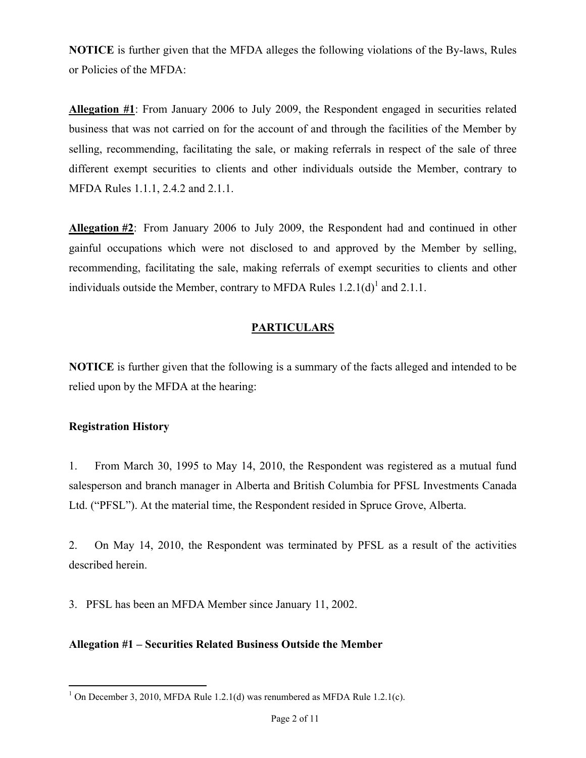**NOTICE** is further given that the MFDA alleges the following violations of the By-laws, Rules or Policies of the MFDA:

**Allegation #1**: From January 2006 to July 2009, the Respondent engaged in securities related business that was not carried on for the account of and through the facilities of the Member by selling, recommending, facilitating the sale, or making referrals in respect of the sale of three different exempt securities to clients and other individuals outside the Member, contrary to MFDA Rules 1.1.1, 2.4.2 and 2.1.1.

**Allegation #2**: From January 2006 to July 2009, the Respondent had and continued in other gainful occupations which were not disclosed to and approved by the Member by selling, recommending, facilitating the sale, making referrals of exempt securities to clients and other individuals outside the Member, contrary to MFDA Rules 1.2.1(d)[1] and 2.1.1.

## PARTICULARS

**NOTICE** is further given that the following is a summary of the facts alleged and intended to be relied upon by the MFDA at the hearing:

### Registration History

1. From March 30, 1995 to May 14, 2010, the Respondent was registered as a mutual fund salesperson and branch manager in Alberta and British Columbia for PFSL Investments Canada Ltd. ("PFSL"). At the material time, the Respondent resided in Spruce Grove, Alberta.

2. On May 14, 2010, the Respondent was terminated by PFSL as a result of the activities described herein.

3. PFSL has been an MFDA Member since January 11, 2002.

### Allegation #1 – Securities Related Business Outside the Member

[1] On December 3, 2010, MFDA Rule 1.2.1(d) was renumbered as MFDA Rule 1.2.1(c).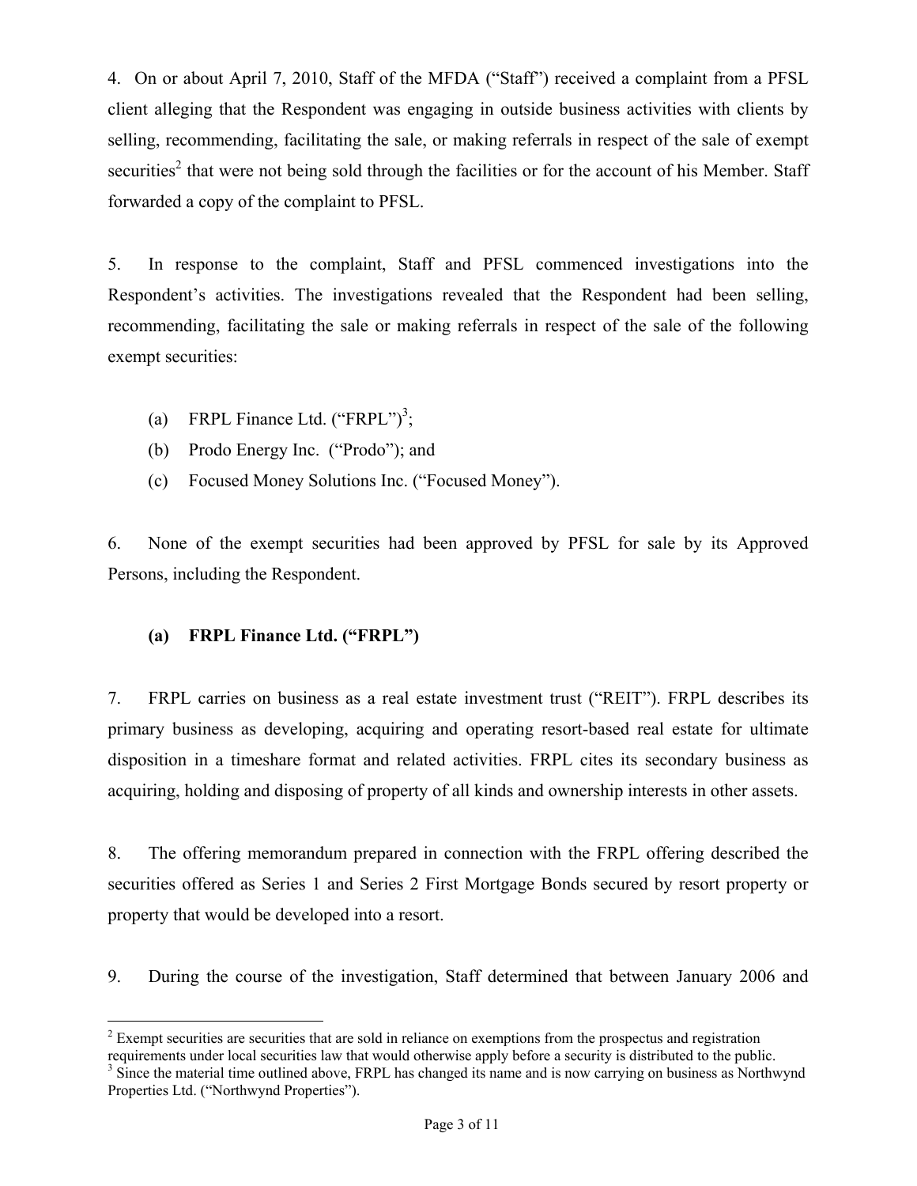4. On or about April 7, 2010, Staff of the MFDA ("Staff") received a complaint from a PFSL client alleging that the Respondent was engaging in outside business activities with clients by selling, recommending, facilitating the sale, or making referrals in respect of the sale of exempt securities[2] that were not being sold through the facilities or for the account of his Member. Staff forwarded a copy of the complaint to PFSL.

5. In response to the complaint, Staff and PFSL commenced investigations into the Respondent's activities. The investigations revealed that the Respondent had been selling, recommending, facilitating the sale or making referrals in respect of the sale of the following exempt securities:

(a) FRPL Finance Ltd. ("FRPL")[3];
(b) Prodo Energy Inc. ("Prodo"); and
(c) Focused Money Solutions Inc. ("Focused Money").

6. None of the exempt securities had been approved by PFSL for sale by its Approved Persons, including the Respondent.

**(a) FRPL Finance Ltd. ("FRPL")**

7. FRPL carries on business as a real estate investment trust ("REIT"). FRPL describes its primary business as developing, acquiring and operating resort-based real estate for ultimate disposition in a timeshare format and related activities. FRPL cites its secondary business as acquiring, holding and disposing of property of all kinds and ownership interests in other assets.

8. The offering memorandum prepared in connection with the FRPL offering described the securities offered as Series 1 and Series 2 First Mortgage Bonds secured by resort property or property that would be developed into a resort.

9. During the course of the investigation, Staff determined that between January 2006 and

---

[2] Exempt securities are securities that are sold in reliance on exemptions from the prospectus and registration requirements under local securities law that would otherwise apply before a security is distributed to the public.

[3] Since the material time outlined above, FRPL has changed its name and is now carrying on business as Northwynd Properties Ltd. ("Northwynd Properties").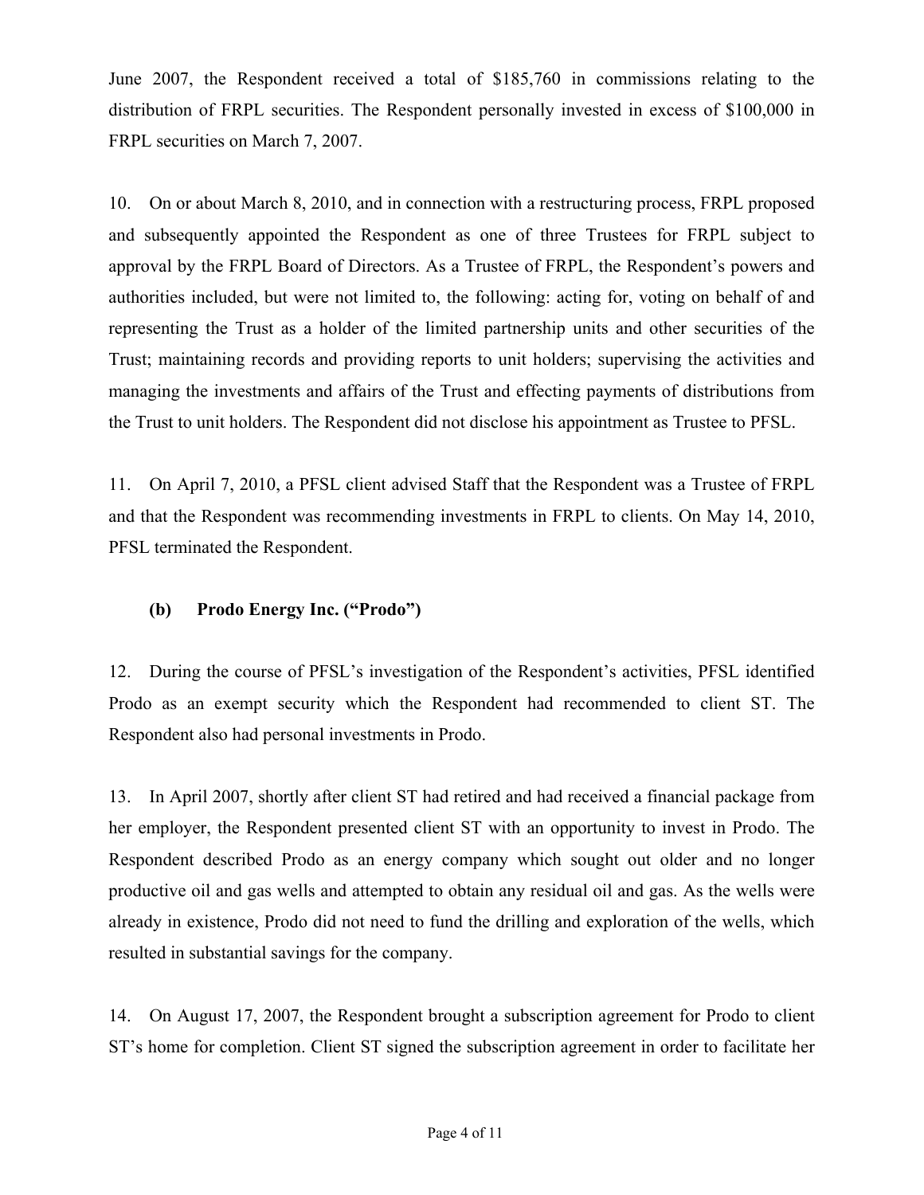June 2007, the Respondent received a total of $185,760 in commissions relating to the distribution of FRPL securities. The Respondent personally invested in excess of $100,000 in FRPL securities on March 7, 2007.

10. On or about March 8, 2010, and in connection with a restructuring process, FRPL proposed and subsequently appointed the Respondent as one of three Trustees for FRPL subject to approval by the FRPL Board of Directors. As a Trustee of FRPL, the Respondent's powers and authorities included, but were not limited to, the following: acting for, voting on behalf of and representing the Trust as a holder of the limited partnership units and other securities of the Trust; maintaining records and providing reports to unit holders; supervising the activities and managing the investments and affairs of the Trust and effecting payments of distributions from the Trust to unit holders. The Respondent did not disclose his appointment as Trustee to PFSL.

11. On April 7, 2010, a PFSL client advised Staff that the Respondent was a Trustee of FRPL and that the Respondent was recommending investments in FRPL to clients. On May 14, 2010, PFSL terminated the Respondent.

**(b) Prodo Energy Inc. ("Prodo")**

12. During the course of PFSL's investigation of the Respondent's activities, PFSL identified Prodo as an exempt security which the Respondent had recommended to client ST. The Respondent also had personal investments in Prodo.

13. In April 2007, shortly after client ST had retired and had received a financial package from her employer, the Respondent presented client ST with an opportunity to invest in Prodo. The Respondent described Prodo as an energy company which sought out older and no longer productive oil and gas wells and attempted to obtain any residual oil and gas. As the wells were already in existence, Prodo did not need to fund the drilling and exploration of the wells, which resulted in substantial savings for the company.

14. On August 17, 2007, the Respondent brought a subscription agreement for Prodo to client ST's home for completion. Client ST signed the subscription agreement in order to facilitate her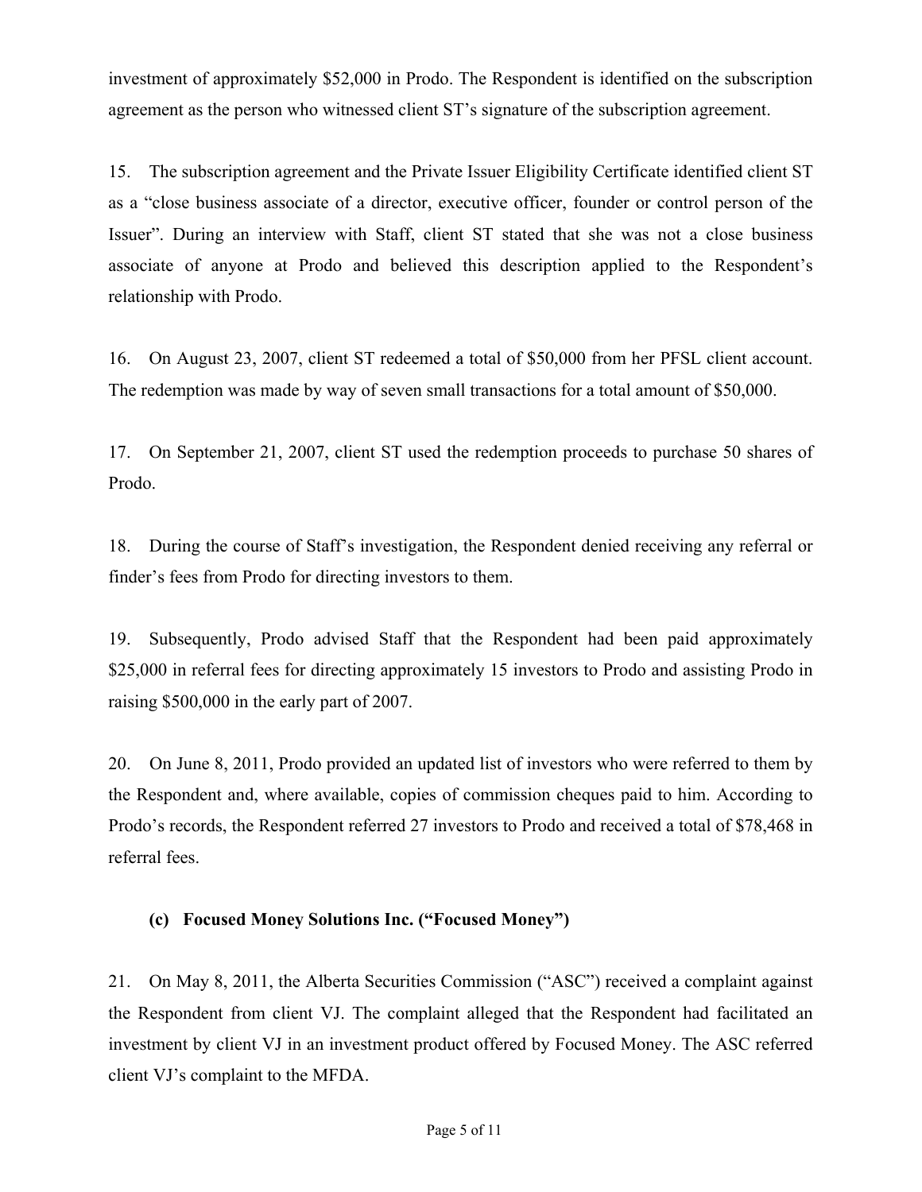investment of approximately $52,000 in Prodo. The Respondent is identified on the subscription agreement as the person who witnessed client ST's signature of the subscription agreement.

15. The subscription agreement and the Private Issuer Eligibility Certificate identified client ST as a "close business associate of a director, executive officer, founder or control person of the Issuer". During an interview with Staff, client ST stated that she was not a close business associate of anyone at Prodo and believed this description applied to the Respondent's relationship with Prodo.

16. On August 23, 2007, client ST redeemed a total of $50,000 from her PFSL client account. The redemption was made by way of seven small transactions for a total amount of $50,000.

17. On September 21, 2007, client ST used the redemption proceeds to purchase 50 shares of Prodo.

18. During the course of Staff's investigation, the Respondent denied receiving any referral or finder's fees from Prodo for directing investors to them.

19. Subsequently, Prodo advised Staff that the Respondent had been paid approximately $25,000 in referral fees for directing approximately 15 investors to Prodo and assisting Prodo in raising $500,000 in the early part of 2007.

20. On June 8, 2011, Prodo provided an updated list of investors who were referred to them by the Respondent and, where available, copies of commission cheques paid to him. According to Prodo's records, the Respondent referred 27 investors to Prodo and received a total of $78,468 in referral fees.

### (c) Focused Money Solutions Inc. ("Focused Money")

21. On May 8, 2011, the Alberta Securities Commission ("ASC") received a complaint against the Respondent from client VJ. The complaint alleged that the Respondent had facilitated an investment by client VJ in an investment product offered by Focused Money. The ASC referred client VJ's complaint to the MFDA.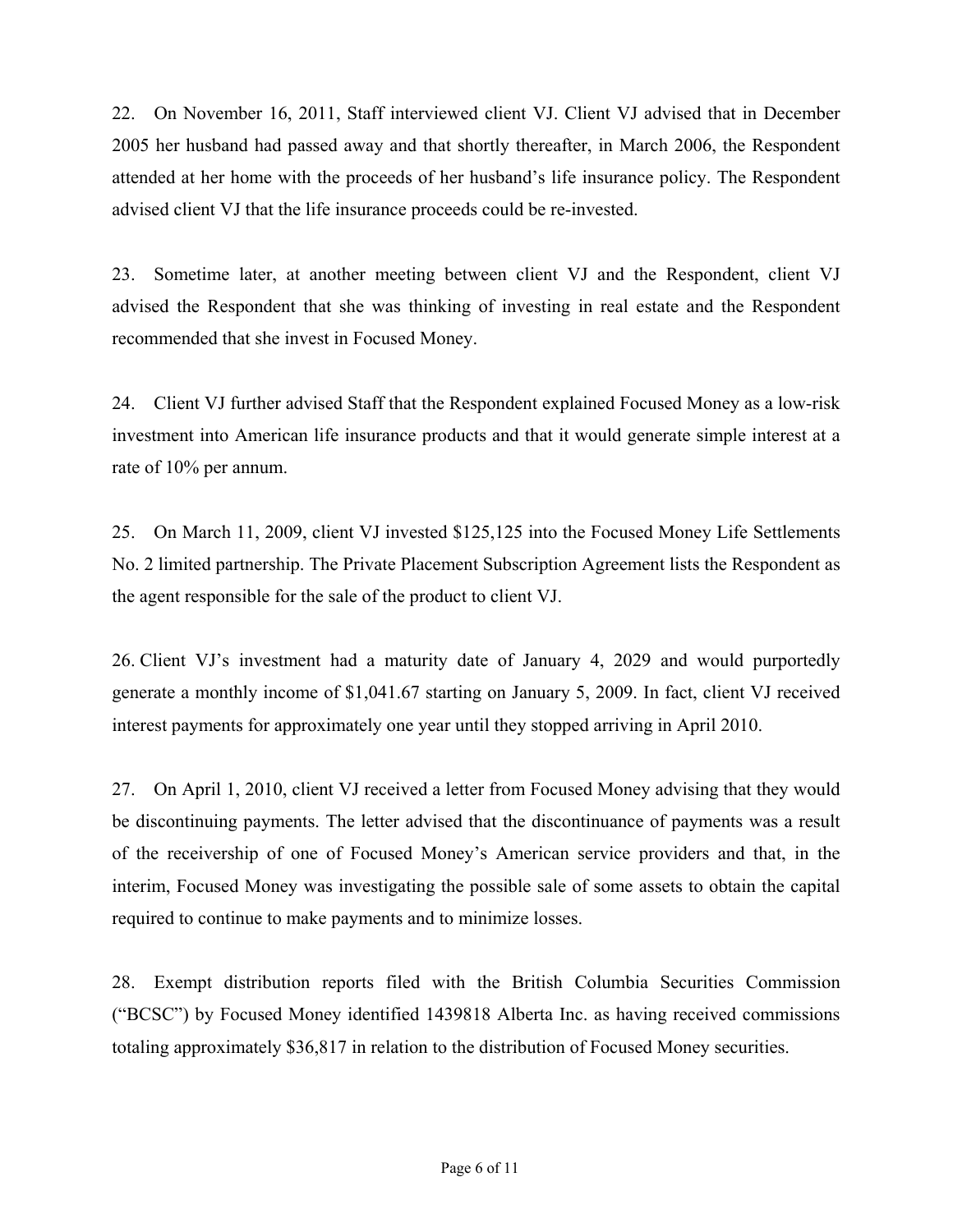22. On November 16, 2011, Staff interviewed client VJ. Client VJ advised that in December 2005 her husband had passed away and that shortly thereafter, in March 2006, the Respondent attended at her home with the proceeds of her husband's life insurance policy. The Respondent advised client VJ that the life insurance proceeds could be re-invested.

23. Sometime later, at another meeting between client VJ and the Respondent, client VJ advised the Respondent that she was thinking of investing in real estate and the Respondent recommended that she invest in Focused Money.

24. Client VJ further advised Staff that the Respondent explained Focused Money as a low-risk investment into American life insurance products and that it would generate simple interest at a rate of 10% per annum.

25. On March 11, 2009, client VJ invested $125,125 into the Focused Money Life Settlements No. 2 limited partnership. The Private Placement Subscription Agreement lists the Respondent as the agent responsible for the sale of the product to client VJ.

26. Client VJ's investment had a maturity date of January 4, 2029 and would purportedly generate a monthly income of $1,041.67 starting on January 5, 2009. In fact, client VJ received interest payments for approximately one year until they stopped arriving in April 2010.

27. On April 1, 2010, client VJ received a letter from Focused Money advising that they would be discontinuing payments. The letter advised that the discontinuance of payments was a result of the receivership of one of Focused Money's American service providers and that, in the interim, Focused Money was investigating the possible sale of some assets to obtain the capital required to continue to make payments and to minimize losses.

28. Exempt distribution reports filed with the British Columbia Securities Commission ("BCSC") by Focused Money identified 1439818 Alberta Inc. as having received commissions totaling approximately $36,817 in relation to the distribution of Focused Money securities.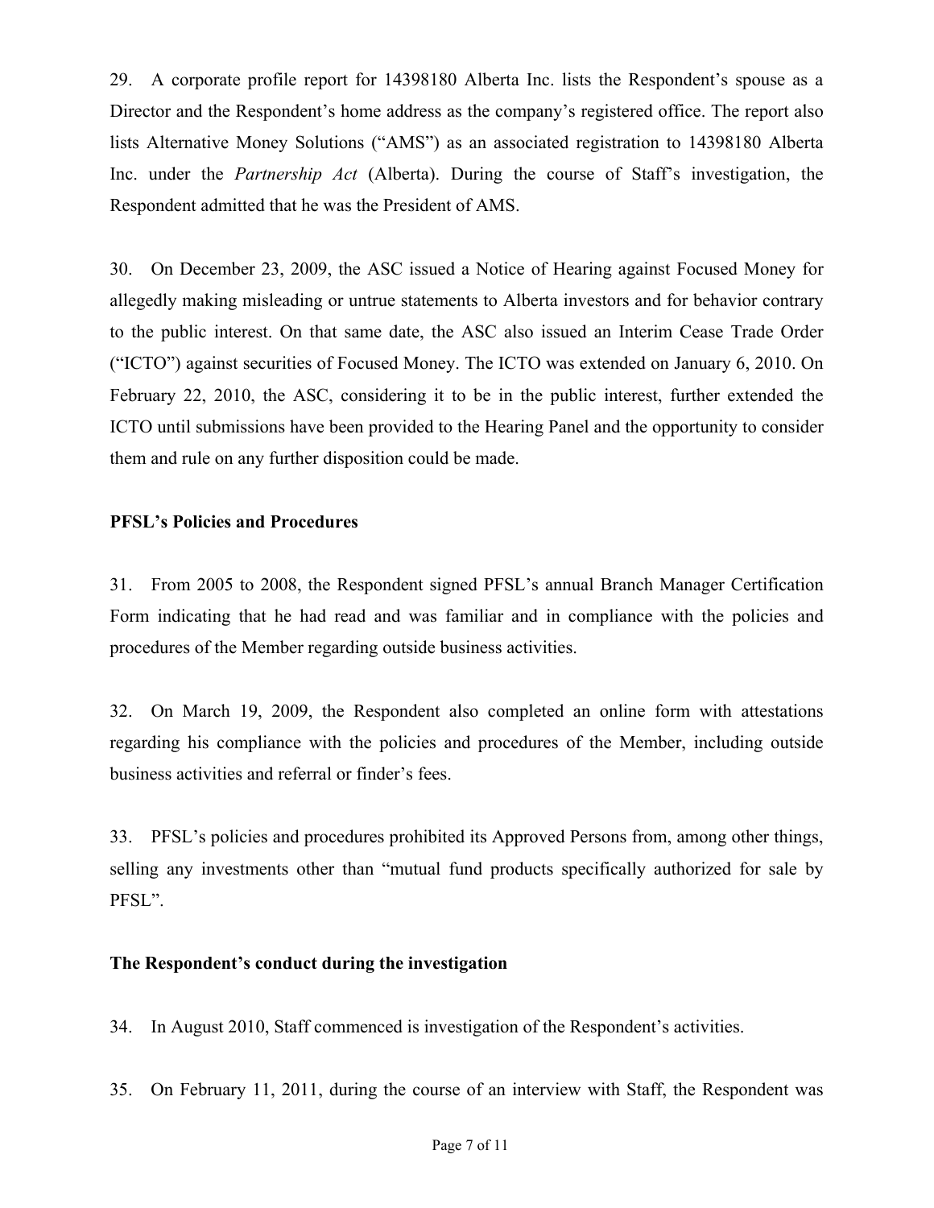29. A corporate profile report for 14398180 Alberta Inc. lists the Respondent's spouse as a Director and the Respondent's home address as the company's registered office. The report also lists Alternative Money Solutions ("AMS") as an associated registration to 14398180 Alberta Inc. under the *Partnership Act* (Alberta). During the course of Staff's investigation, the Respondent admitted that he was the President of AMS.

30. On December 23, 2009, the ASC issued a Notice of Hearing against Focused Money for allegedly making misleading or untrue statements to Alberta investors and for behavior contrary to the public interest. On that same date, the ASC also issued an Interim Cease Trade Order ("ICTO") against securities of Focused Money. The ICTO was extended on January 6, 2010. On February 22, 2010, the ASC, considering it to be in the public interest, further extended the ICTO until submissions have been provided to the Hearing Panel and the opportunity to consider them and rule on any further disposition could be made.

**PFSL's Policies and Procedures**

31. From 2005 to 2008, the Respondent signed PFSL's annual Branch Manager Certification Form indicating that he had read and was familiar and in compliance with the policies and procedures of the Member regarding outside business activities.

32. On March 19, 2009, the Respondent also completed an online form with attestations regarding his compliance with the policies and procedures of the Member, including outside business activities and referral or finder's fees.

33. PFSL's policies and procedures prohibited its Approved Persons from, among other things, selling any investments other than "mutual fund products specifically authorized for sale by PFSL".

**The Respondent's conduct during the investigation**

34. In August 2010, Staff commenced is investigation of the Respondent's activities.

35. On February 11, 2011, during the course of an interview with Staff, the Respondent was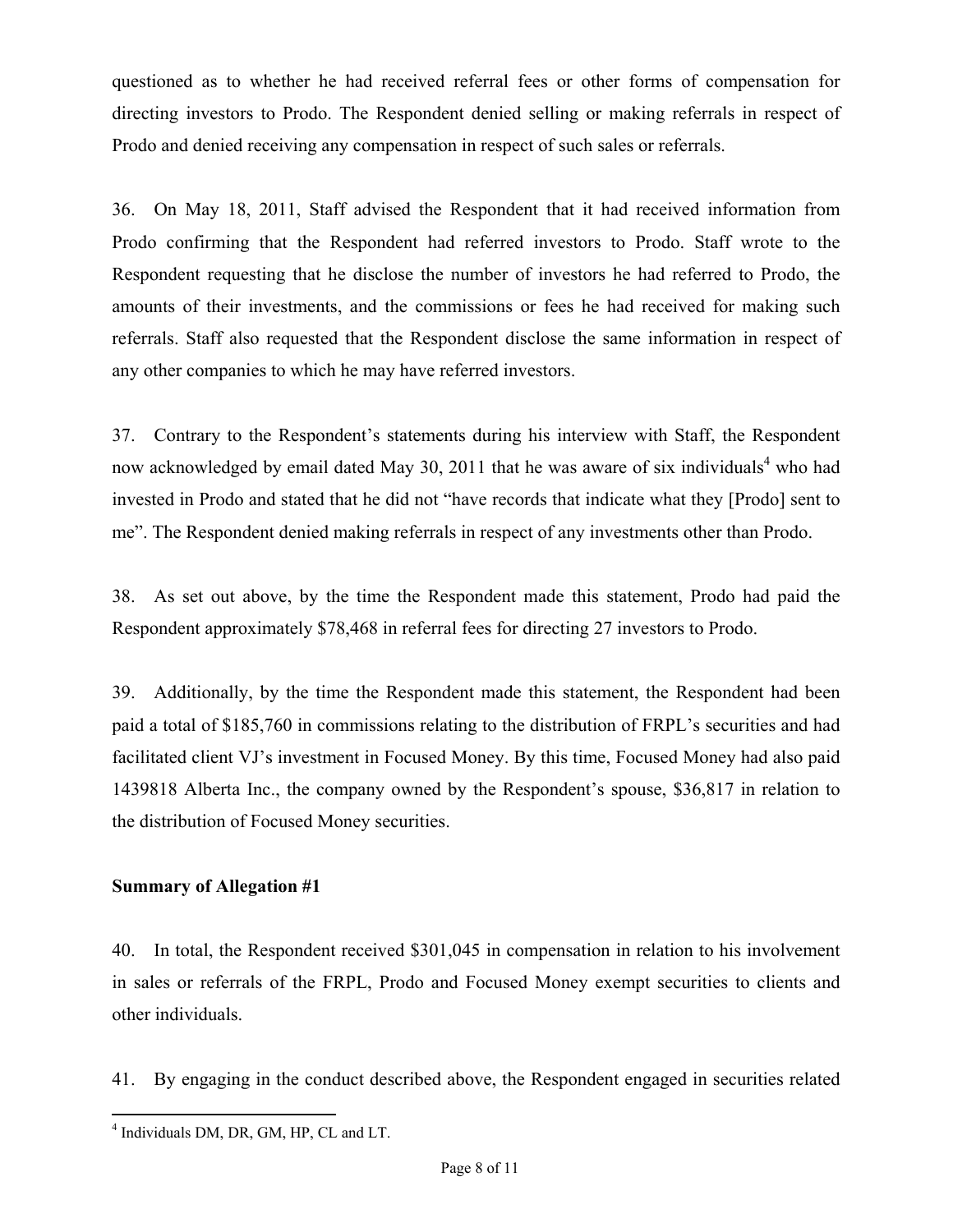questioned as to whether he had received referral fees or other forms of compensation for directing investors to Prodo. The Respondent denied selling or making referrals in respect of Prodo and denied receiving any compensation in respect of such sales or referrals.

36. On May 18, 2011, Staff advised the Respondent that it had received information from Prodo confirming that the Respondent had referred investors to Prodo. Staff wrote to the Respondent requesting that he disclose the number of investors he had referred to Prodo, the amounts of their investments, and the commissions or fees he had received for making such referrals. Staff also requested that the Respondent disclose the same information in respect of any other companies to which he may have referred investors.

37. Contrary to the Respondent's statements during his interview with Staff, the Respondent now acknowledged by email dated May 30, 2011 that he was aware of six individuals[4] who had invested in Prodo and stated that he did not "have records that indicate what they [Prodo] sent to me". The Respondent denied making referrals in respect of any investments other than Prodo.

38. As set out above, by the time the Respondent made this statement, Prodo had paid the Respondent approximately $78,468 in referral fees for directing 27 investors to Prodo.

39. Additionally, by the time the Respondent made this statement, the Respondent had been paid a total of $185,760 in commissions relating to the distribution of FRPL's securities and had facilitated client VJ's investment in Focused Money. By this time, Focused Money had also paid 1439818 Alberta Inc., the company owned by the Respondent's spouse, $36,817 in relation to the distribution of Focused Money securities.

**Summary of Allegation #1**

40. In total, the Respondent received $301,045 in compensation in relation to his involvement in sales or referrals of the FRPL, Prodo and Focused Money exempt securities to clients and other individuals.

41. By engaging in the conduct described above, the Respondent engaged in securities related

[4] Individuals DM, DR, GM, HP, CL and LT.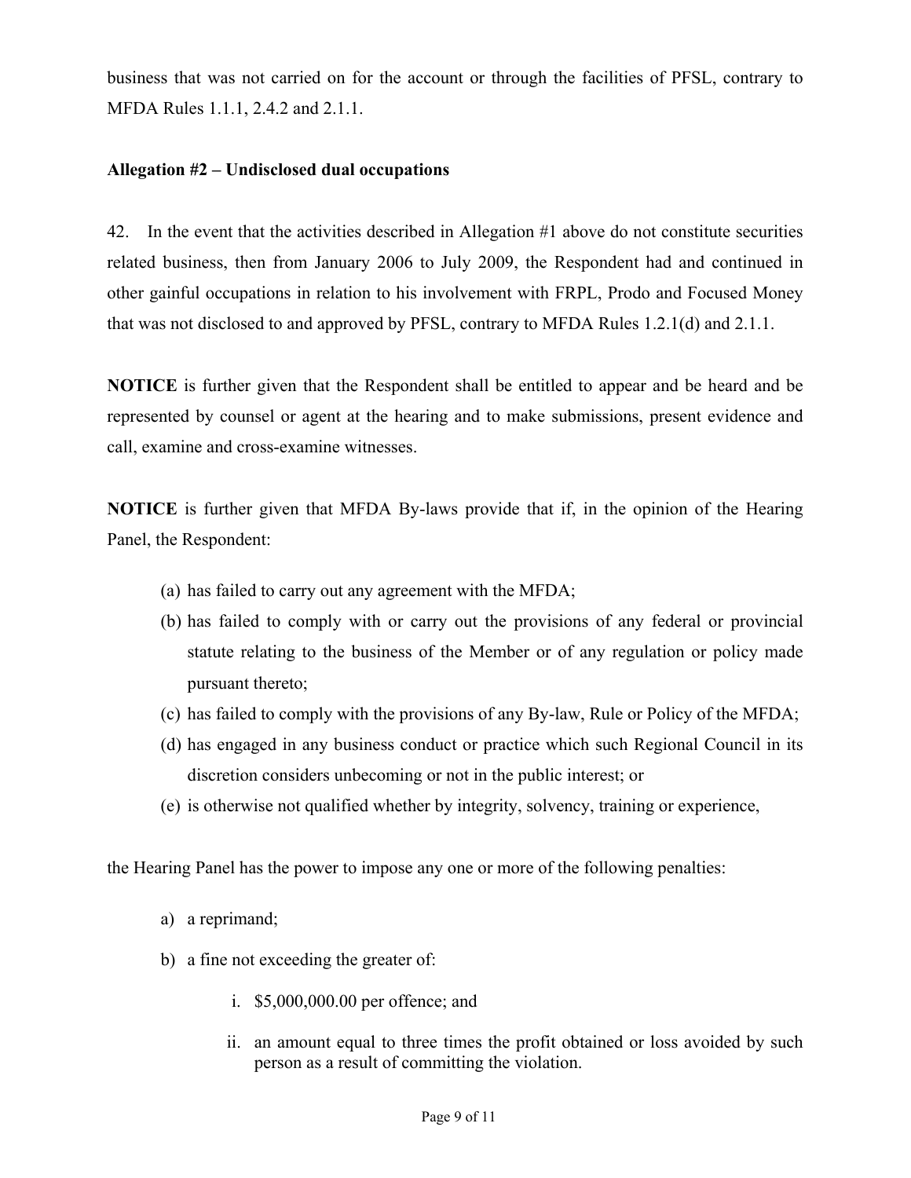business that was not carried on for the account or through the facilities of PFSL, contrary to MFDA Rules 1.1.1, 2.4.2 and 2.1.1.

**Allegation #2 – Undisclosed dual occupations**

42. In the event that the activities described in Allegation #1 above do not constitute securities related business, then from January 2006 to July 2009, the Respondent had and continued in other gainful occupations in relation to his involvement with FRPL, Prodo and Focused Money that was not disclosed to and approved by PFSL, contrary to MFDA Rules 1.2.1(d) and 2.1.1.

**NOTICE** is further given that the Respondent shall be entitled to appear and be heard and be represented by counsel or agent at the hearing and to make submissions, present evidence and call, examine and cross-examine witnesses.

**NOTICE** is further given that MFDA By-laws provide that if, in the opinion of the Hearing Panel, the Respondent:

(a) has failed to carry out any agreement with the MFDA;

(b) has failed to comply with or carry out the provisions of any federal or provincial statute relating to the business of the Member or of any regulation or policy made pursuant thereto;

(c) has failed to comply with the provisions of any By-law, Rule or Policy of the MFDA;

(d) has engaged in any business conduct or practice which such Regional Council in its discretion considers unbecoming or not in the public interest; or

(e) is otherwise not qualified whether by integrity, solvency, training or experience,

the Hearing Panel has the power to impose any one or more of the following penalties:

a) a reprimand;

b) a fine not exceeding the greater of:

   i. $5,000,000.00 per offence; and

   ii. an amount equal to three times the profit obtained or loss avoided by such person as a result of committing the violation.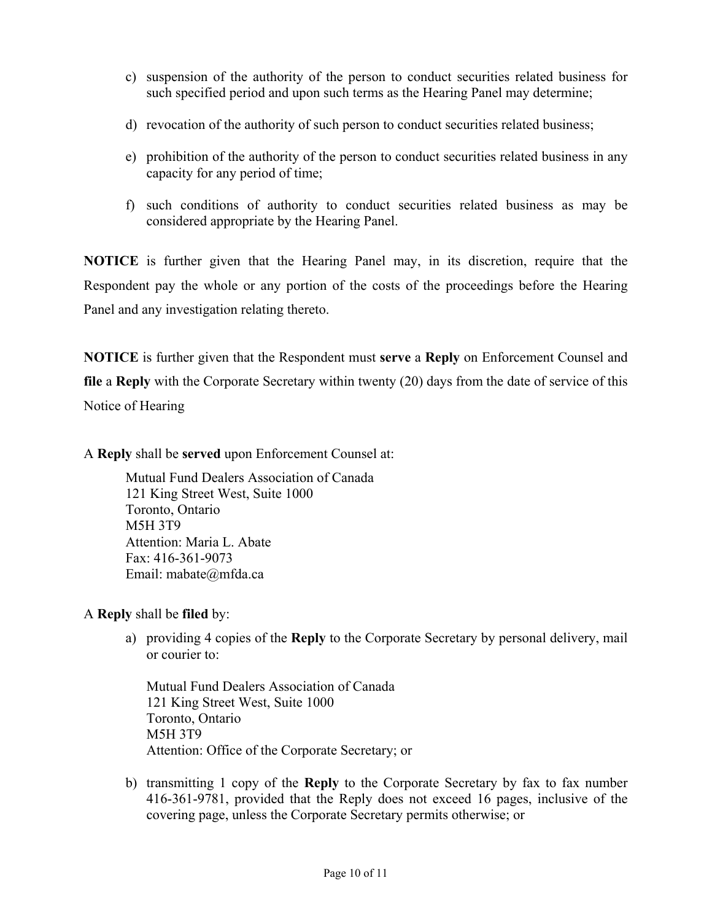c) suspension of the authority of the person to conduct securities related business for such specified period and upon such terms as the Hearing Panel may determine;

d) revocation of the authority of such person to conduct securities related business;

e) prohibition of the authority of the person to conduct securities related business in any capacity for any period of time;

f) such conditions of authority to conduct securities related business as may be considered appropriate by the Hearing Panel.

**NOTICE** is further given that the Hearing Panel may, in its discretion, require that the Respondent pay the whole or any portion of the costs of the proceedings before the Hearing Panel and any investigation relating thereto.

**NOTICE** is further given that the Respondent must **serve** a **Reply** on Enforcement Counsel and **file** a **Reply** with the Corporate Secretary within twenty (20) days from the date of service of this Notice of Hearing

A **Reply** shall be **served** upon Enforcement Counsel at:

> Mutual Fund Dealers Association of Canada
> 121 King Street West, Suite 1000
> Toronto, Ontario
> M5H 3T9
> Attention: Maria L. Abate
> Fax: 416-361-9073
> Email: mabate@mfda.ca

A **Reply** shall be **filed** by:

a) providing 4 copies of the **Reply** to the Corporate Secretary by personal delivery, mail or courier to:

   > Mutual Fund Dealers Association of Canada
   > 121 King Street West, Suite 1000
   > Toronto, Ontario
   > M5H 3T9
   > Attention: Office of the Corporate Secretary; or

b) transmitting 1 copy of the **Reply** to the Corporate Secretary by fax to fax number 416-361-9781, provided that the Reply does not exceed 16 pages, inclusive of the covering page, unless the Corporate Secretary permits otherwise; or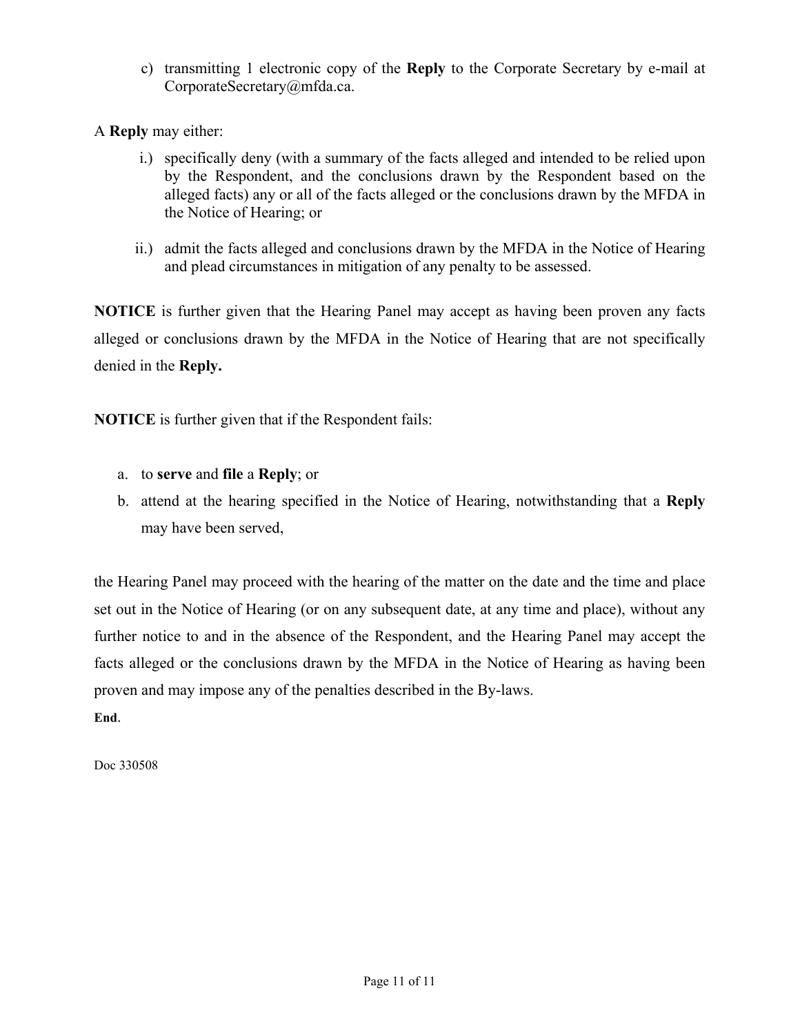c) transmitting 1 electronic copy of the **Reply** to the Corporate Secretary by e-mail at CorporateSecretary@mfda.ca.

A **Reply** may either:

i.) specifically deny (with a summary of the facts alleged and intended to be relied upon by the Respondent, and the conclusions drawn by the Respondent based on the alleged facts) any or all of the facts alleged or the conclusions drawn by the MFDA in the Notice of Hearing; or

ii.) admit the facts alleged and conclusions drawn by the MFDA in the Notice of Hearing and plead circumstances in mitigation of any penalty to be assessed.

**NOTICE** is further given that the Hearing Panel may accept as having been proven any facts alleged or conclusions drawn by the MFDA in the Notice of Hearing that are not specifically denied in the **Reply.**

**NOTICE** is further given that if the Respondent fails:

a. to **serve** and **file** a **Reply**; or
b. attend at the hearing specified in the Notice of Hearing, notwithstanding that a **Reply** may have been served,

the Hearing Panel may proceed with the hearing of the matter on the date and the time and place set out in the Notice of Hearing (or on any subsequent date, at any time and place), without any further notice to and in the absence of the Respondent, and the Hearing Panel may accept the facts alleged or the conclusions drawn by the MFDA in the Notice of Hearing as having been proven and may impose any of the penalties described in the By-laws.

**End**.

Doc 330508